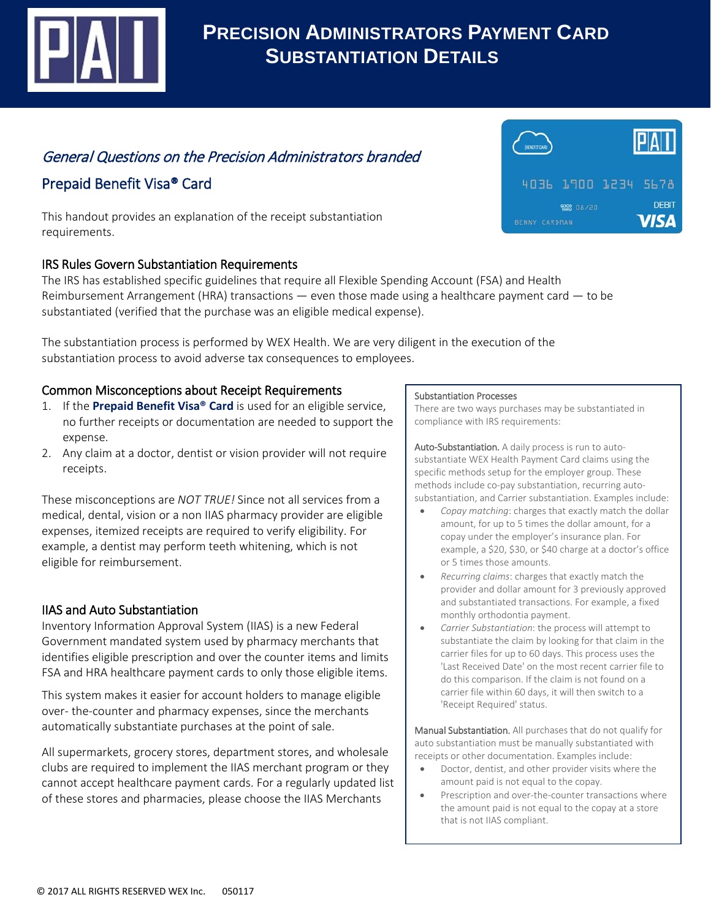# Precision Administrators Payment Card Substantiation Details

## *General Questions on the Precision Administrators branded*

## Prepaid Benefit Visa® Card

This handout provides an explanation of the receipt substantiation requirements.

### IRS Rules Govern Substantiation Requirements

The IRS has established specific guidelines that require all Flexible Spending Account (FSA) and Health Reimbursement Arrangement (HRA) transactions — even those made using a healthcare payment card — to be substantiated (verified that the purchase was an eligible medical expense).

The substantiation process is performed by WEX Health. We are very diligent in the execution of the substantiation process to avoid adverse tax consequences to employees.

### Common Misconceptions about Receipt Requirements

1. If the **Prepaid Benefit Visa® Card** is used for an eligible service, no further receipts or documentation are needed to support the expense.
2. Any claim at a doctor, dentist or vision provider will not require receipts.

These misconceptions are *NOT TRUE!* Since not all services from a medical, dental, vision or a non IIAS pharmacy provider are eligible expenses, itemized receipts are required to verify eligibility. For example, a dentist may perform teeth whitening, which is not eligible for reimbursement.

### IIAS and Auto Substantiation

Inventory Information Approval System (IIAS) is a new Federal Government mandated system used by pharmacy merchants that identifies eligible prescription and over the counter items and limits FSA and HRA healthcare payment cards to only those eligible items.

This system makes it easier for account holders to manage eligible over- the-counter and pharmacy expenses, since the merchants automatically substantiate purchases at the point of sale.

All supermarkets, grocery stores, department stores, and wholesale clubs are required to implement the IIAS merchant program or they cannot accept healthcare payment cards. For a regularly updated list of these stores and pharmacies, please choose the IIAS Merchants

---

Substantiation Processes

There are two ways purchases may be substantiated in compliance with IRS requirements:

**Auto-Substantiation.** A daily process is run to auto-substantiate WEX Health Payment Card claims using the specific methods setup for the employer group. These methods include co-pay substantiation, recurring auto-substantiation, and Carrier substantiation. Examples include:

- *Copay matching*: charges that exactly match the dollar amount, for up to 5 times the dollar amount, for a copay under the employer's insurance plan. For example, a $20, $30, or $40 charge at a doctor's office or 5 times those amounts.
- *Recurring claims*: charges that exactly match the provider and dollar amount for 3 previously approved and substantiated transactions. For example, a fixed monthly orthodontia payment.
- *Carrier Substantiation*: the process will attempt to substantiate the claim by looking for that claim in the carrier files for up to 60 days. This process uses the 'Last Received Date' on the most recent carrier file to do this comparison. If the claim is not found on a carrier file within 60 days, it will then switch to a 'Receipt Required' status.

**Manual Substantiation.** All purchases that do not qualify for auto substantiation must be manually substantiated with receipts or other documentation. Examples include:

- Doctor, dentist, and other provider visits where the amount paid is not equal to the copay.
- Prescription and over-the-counter transactions where the amount paid is not equal to the copay at a store that is not IIAS compliant.

© 2017 ALL RIGHTS RESERVED WEX Inc. 050117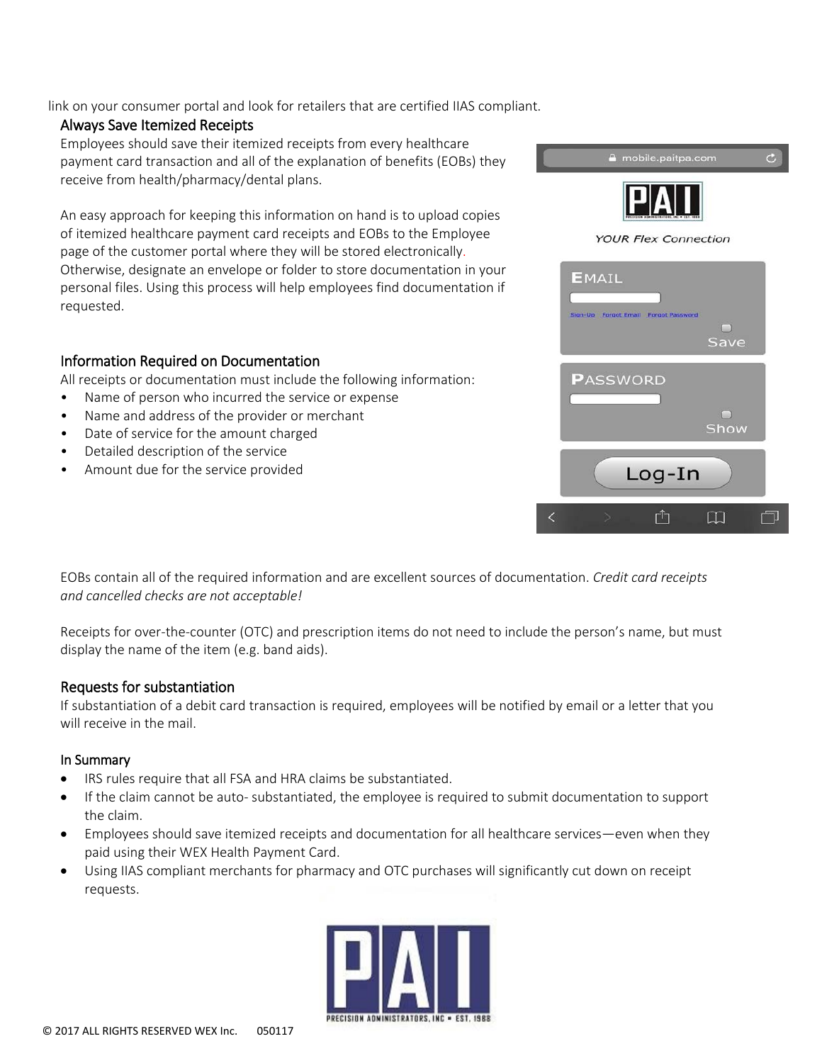link on your consumer portal and look for retailers that are certified IIAS compliant.

### Always Save Itemized Receipts

Employees should save their itemized receipts from every healthcare payment card transaction and all of the explanation of benefits (EOBs) they receive from health/pharmacy/dental plans.

An easy approach for keeping this information on hand is to upload copies of itemized healthcare payment card receipts and EOBs to the Employee page of the customer portal where they will be stored electronically. Otherwise, designate an envelope or folder to store documentation in your personal files. Using this process will help employees find documentation if requested.

### Information Required on Documentation

All receipts or documentation must include the following information:

- Name of person who incurred the service or expense
- Name and address of the provider or merchant
- Date of service for the amount charged
- Detailed description of the service
- Amount due for the service provided

EOBs contain all of the required information and are excellent sources of documentation. *Credit card receipts and cancelled checks are not acceptable!*

Receipts for over-the-counter (OTC) and prescription items do not need to include the person's name, but must display the name of the item (e.g. band aids).

### Requests for substantiation

If substantiation of a debit card transaction is required, employees will be notified by email or a letter that you will receive in the mail.

### In Summary

- IRS rules require that all FSA and HRA claims be substantiated.
- If the claim cannot be auto- substantiated, the employee is required to submit documentation to support the claim.
- Employees should save itemized receipts and documentation for all healthcare services—even when they paid using their WEX Health Payment Card.
- Using IIAS compliant merchants for pharmacy and OTC purchases will significantly cut down on receipt requests.

© 2017 ALL RIGHTS RESERVED WEX Inc. 050117